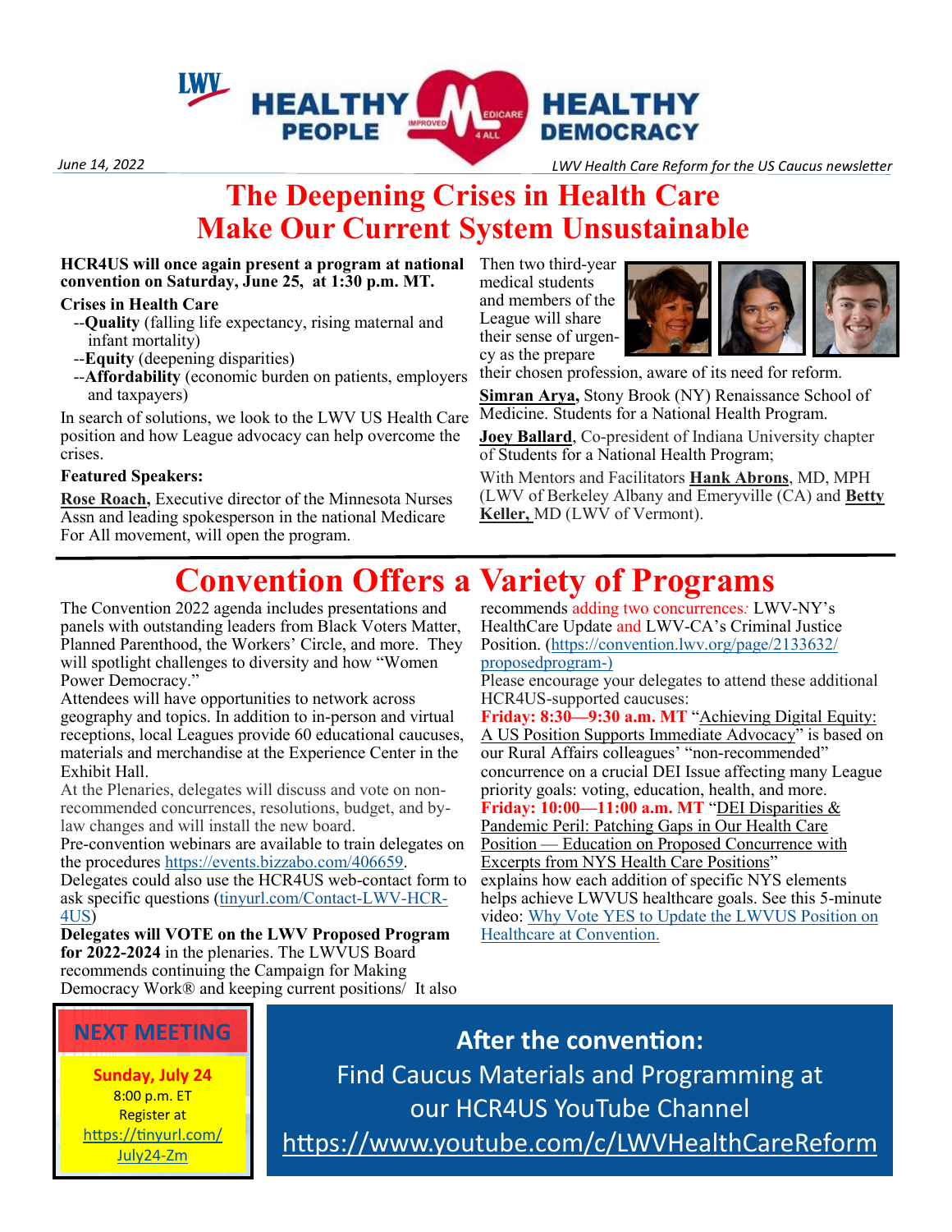HEALTHY PEOPLE — IMPROVED MEDICARE 4 ALL — HEALTHY DEMOCRACY

*June 14, 2022* *LWV Health Care Reform for the US Caucus newsletter*

# The Deepening Crises in Health Care Make Our Current System Unsustainable

**HCR4US will once again present a program at national convention on Saturday, June 25, at 1:30 p.m. MT.**

**Crises in Health Care**

- --**Quality** (falling life expectancy, rising maternal and infant mortality)
- --**Equity** (deepening disparities)
- --**Affordability** (economic burden on patients, employers and taxpayers)

In search of solutions, we look to the LWV US Health Care position and how League advocacy can help overcome the crises.

**Featured Speakers:**

**Rose Roach,** Executive director of the Minnesota Nurses Assn and leading spokesperson in the national Medicare For All movement, will open the program.

Then two third-year medical students and members of the League will share their sense of urgency as the prepare their chosen profession, aware of its need for reform.

**Simran Arya,** Stony Brook (NY) Renaissance School of Medicine. Students for a National Health Program.

**Joey Ballard**, Co-president of Indiana University chapter of Students for a National Health Program;

With Mentors and Facilitators **Hank Abrons**, MD, MPH (LWV of Berkeley Albany and Emeryville (CA) and **Betty Keller,** MD (LWV of Vermont).

# Convention Offers a Variety of Programs

The Convention 2022 agenda includes presentations and panels with outstanding leaders from Black Voters Matter, Planned Parenthood, the Workers' Circle, and more. They will spotlight challenges to diversity and how "Women Power Democracy."

Attendees will have opportunities to network across geography and topics. In addition to in-person and virtual receptions, local Leagues provide 60 educational caucuses, materials and merchandise at the Experience Center in the Exhibit Hall.

At the Plenaries, delegates will discuss and vote on non-recommended concurrences, resolutions, budget, and by-law changes and will install the new board.

Pre-convention webinars are available to train delegates on the procedures https://events.bizzabo.com/406659.

Delegates could also use the HCR4US web-contact form to ask specific questions (tinyurl.com/Contact-LWV-HCR-4US)

**Delegates will VOTE on the LWV Proposed Program for 2022-2024** in the plenaries. The LWVUS Board recommends continuing the Campaign for Making Democracy Work® and keeping current positions/ It also recommends adding two concurrences: LWV-NY's HealthCare Update and LWV-CA's Criminal Justice Position. (https://convention.lwv.org/page/2133632/proposedprogram-)

Please encourage your delegates to attend these additional HCR4US-supported caucuses:

**Friday: 8:30—9:30 a.m. MT** "Achieving Digital Equity: A US Position Supports Immediate Advocacy" is based on our Rural Affairs colleagues' "non-recommended" concurrence on a crucial DEI Issue affecting many League priority goals: voting, education, health, and more.

**Friday: 10:00—11:00 a.m. MT** "DEI Disparities & Pandemic Peril: Patching Gaps in Our Health Care Position — Education on Proposed Concurrence with Excerpts from NYS Health Care Positions" explains how each addition of specific NYS elements helps achieve LWVUS healthcare goals. See this 5-minute video: Why Vote YES to Update the LWVUS Position on Healthcare at Convention.

**NEXT MEETING**

**Sunday, July 24**
8:00 p.m. ET
Register at
https://tinyurl.com/July24-Zm

**After the convention:**
Find Caucus Materials and Programming at our HCR4US YouTube Channel
https://www.youtube.com/c/LWVHealthCareReform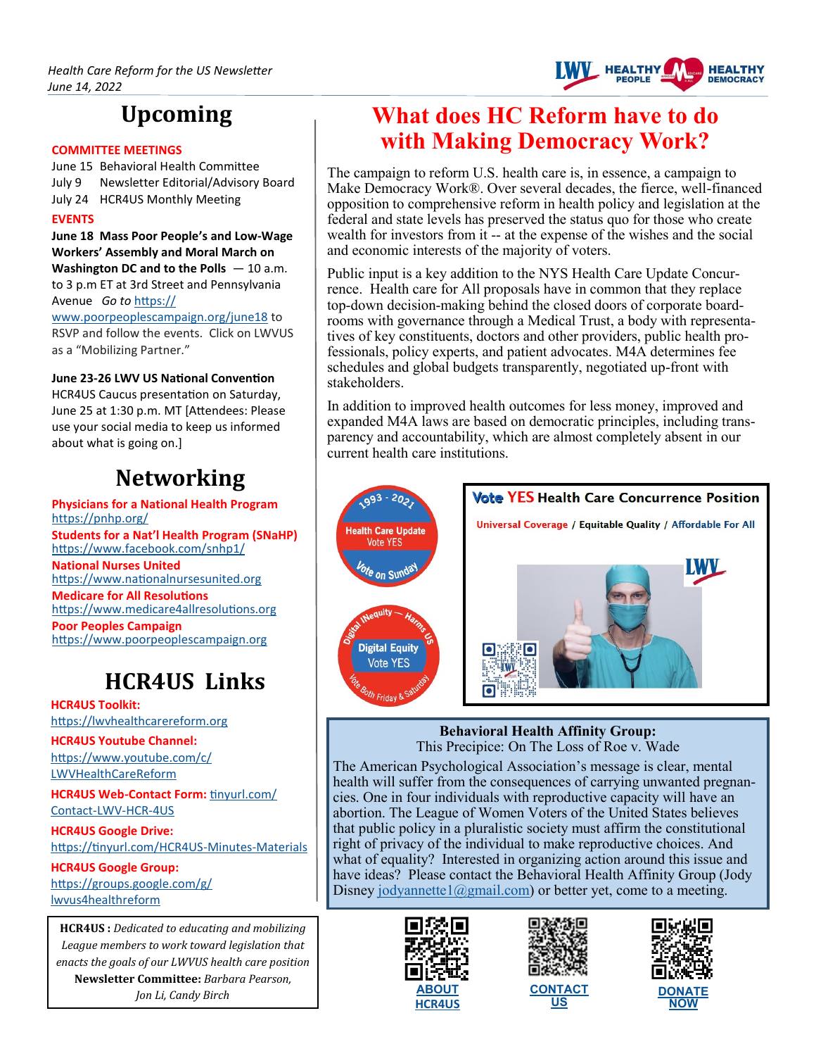*Health Care Reform for the US Newsletter*
*June 14, 2022*

# Upcoming

**COMMITTEE MEETINGS**

June 15 Behavioral Health Committee
July 9 Newsletter Editorial/Advisory Board
July 24 HCR4US Monthly Meeting

**EVENTS**

**June 18 Mass Poor People's and Low-Wage Workers' Assembly and Moral March on Washington DC and to the Polls** — 10 a.m. to 3 p.m ET at 3rd Street and Pennsylvania Avenue *Go to* https://www.poorpeoplescampaign.org/june18 to RSVP and follow the events. Click on LWVUS as a "Mobilizing Partner."

**June 23-26 LWV US National Convention**
HCR4US Caucus presentation on Saturday, June 25 at 1:30 p.m. MT [Attendees: Please use your social media to keep us informed about what is going on.]

# Networking

**Physicians for a National Health Program**
https://pnhp.org/

**Students for a Nat'l Health Program (SNaHP)**
https://www.facebook.com/snhp1/

**National Nurses United**
https://www.nationalnursesunited.org

**Medicare for All Resolutions**
https://www.medicare4allresolutions.org

**Poor Peoples Campaign**
https://www.poorpeoplescampaign.org

# HCR4US Links

**HCR4US Toolkit:**
https://lwvhealthcarereform.org

**HCR4US Youtube Channel:**
https://www.youtube.com/c/LWVHealthCareReform

**HCR4US Web-Contact Form:** tinyurl.com/Contact-LWV-HCR-4US

**HCR4US Google Drive:**
https://tinyurl.com/HCR4US-Minutes-Materials

**HCR4US Google Group:**
https://groups.google.com/g/lwvus4healthreform

**HCR4US :** *Dedicated to educating and mobilizing League members to work toward legislation that enacts the goals of our LWVUS health care position*
**Newsletter Committee:** *Barbara Pearson, Jon Li, Candy Birch*

# What does HC Reform have to do with Making Democracy Work?

The campaign to reform U.S. health care is, in essence, a campaign to Make Democracy Work®. Over several decades, the fierce, well-financed opposition to comprehensive reform in health policy and legislation at the federal and state levels has preserved the status quo for those who create wealth for investors from it -- at the expense of the wishes and the social and economic interests of the majority of voters.

Public input is a key addition to the NYS Health Care Update Concurrence. Health care for All proposals have in common that they replace top-down decision-making behind the closed doors of corporate boardrooms with governance through a Medical Trust, a body with representatives of key constituents, doctors and other providers, public health professionals, policy experts, and patient advocates. M4A determines fee schedules and global budgets transparently, negotiated up-front with stakeholders.

In addition to improved health outcomes for less money, improved and expanded M4A laws are based on democratic principles, including transparency and accountability, which are almost completely absent in our current health care institutions.

1993 - 2021
Health Care Update
Vote YES
Vote on Sunday

Digital INequity — Harms US
Digital Equity
Vote YES
Vote Both Friday & Saturday

**Vote YES Health Care Concurrence Position**
Universal Coverage / Equitable Quality / Affordable For All

### Behavioral Health Affinity Group:
This Precipice: On The Loss of Roe v. Wade

The American Psychological Association's message is clear, mental health will suffer from the consequences of carrying unwanted pregnancies. One in four individuals with reproductive capacity will have an abortion. The League of Women Voters of the United States believes that public policy in a pluralistic society must affirm the constitutional right of privacy of the individual to make reproductive choices. And what of equality? Interested in organizing action around this issue and have ideas? Please contact the Behavioral Health Affinity Group (Jody Disney jodyannette1@gmail.com) or better yet, come to a meeting.

ABOUT HCR4US

CONTACT US

DONATE NOW